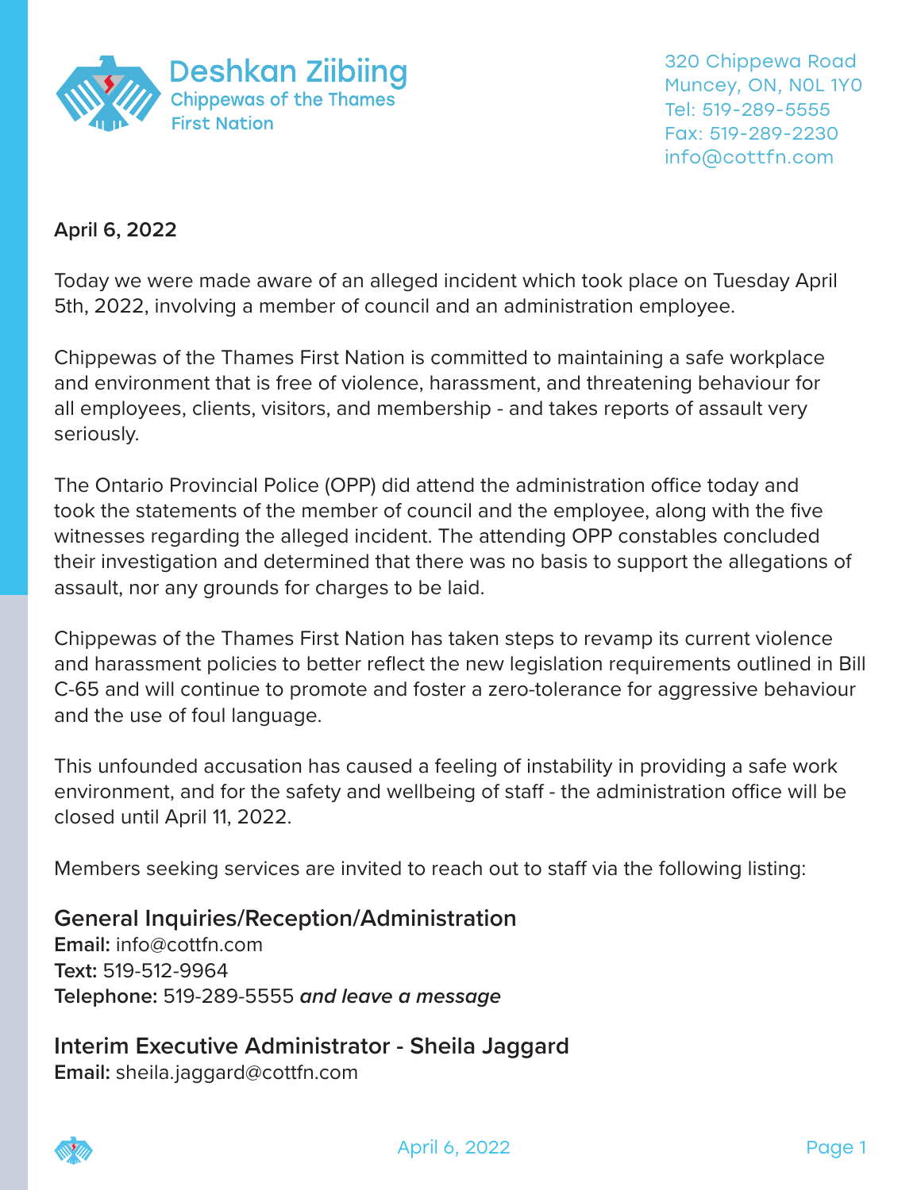**Deshkan Ziibiing**
Chippewas of the Thames
First Nation

320 Chippewa Road
Muncey, ON, N0L 1Y0
Tel: 519-289-5555
Fax: 519-289-2230
info@cottfn.com

**April 6, 2022**

Today we were made aware of an alleged incident which took place on Tuesday April 5th, 2022, involving a member of council and an administration employee.

Chippewas of the Thames First Nation is committed to maintaining a safe workplace and environment that is free of violence, harassment, and threatening behaviour for all employees, clients, visitors, and membership - and takes reports of assault very seriously.

The Ontario Provincial Police (OPP) did attend the administration office today and took the statements of the member of council and the employee, along with the five witnesses regarding the alleged incident. The attending OPP constables concluded their investigation and determined that there was no basis to support the allegations of assault, nor any grounds for charges to be laid.

Chippewas of the Thames First Nation has taken steps to revamp its current violence and harassment policies to better reflect the new legislation requirements outlined in Bill C-65 and will continue to promote and foster a zero-tolerance for aggressive behaviour and the use of foul language.

This unfounded accusation has caused a feeling of instability in providing a safe work environment, and for the safety and wellbeing of staff - the administration office will be closed until April 11, 2022.

Members seeking services are invited to reach out to staff via the following listing:

### General Inquiries/Reception/Administration

**Email:** info@cottfn.com
**Text:** 519-512-9964
**Telephone:** 519-289-5555 ***and leave a message***

### Interim Executive Administrator - Sheila Jaggard

**Email:** sheila.jaggard@cottfn.com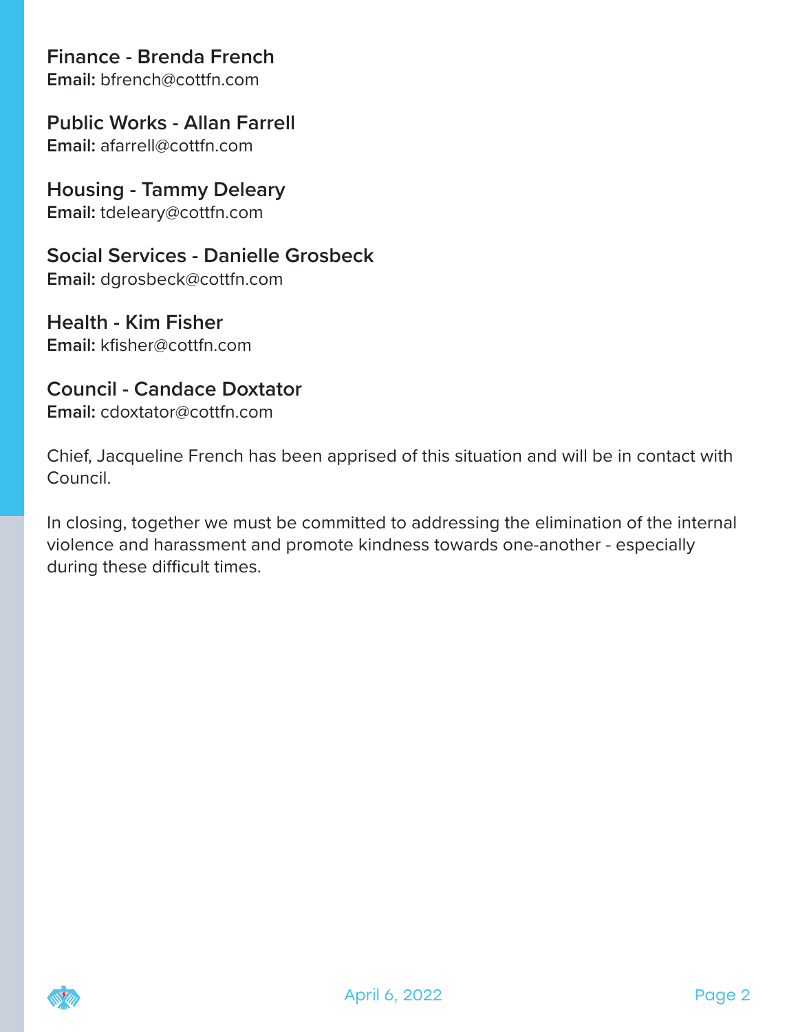**Finance - Brenda French**
**Email:** bfrench@cottfn.com

**Public Works - Allan Farrell**
**Email:** afarrell@cottfn.com

**Housing - Tammy Deleary**
**Email:** tdeleary@cottfn.com

**Social Services - Danielle Grosbeck**
**Email:** dgrosbeck@cottfn.com

**Health - Kim Fisher**
**Email:** kfisher@cottfn.com

**Council - Candace Doxtator**
**Email:** cdoxtator@cottfn.com

Chief, Jacqueline French has been apprised of this situation and will be in contact with Council.

In closing, together we must be committed to addressing the elimination of the internal violence and harassment and promote kindness towards one-another - especially during these difficult times.